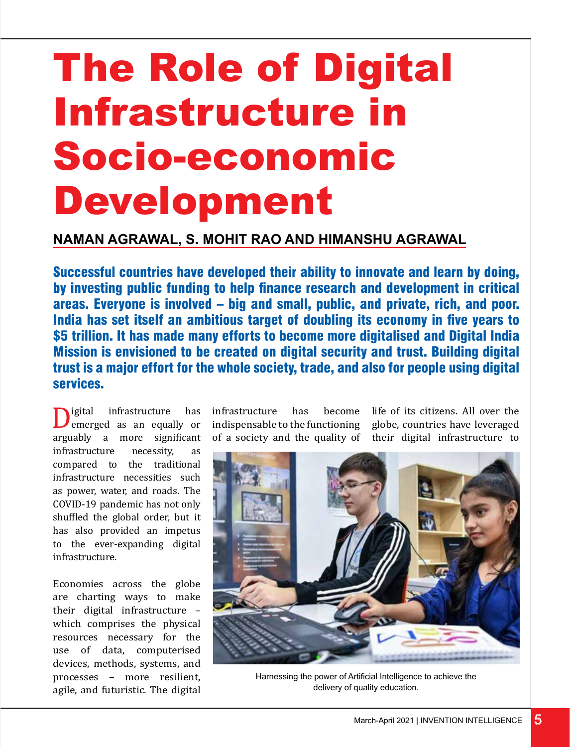# The Role of Digital Infrastructure in Socio-economic Development

**NAMAN AGRAWAL, S. MOHIT RAO AND HIMANSHU AGRAWAL**

**Successful countries have developed their ability to innovate and learn by doing, by investing public funding to help finance research and development in critical areas. Everyone is involved – big and small, public, and private, rich, and poor. India has set itself an ambitious target of doubling its economy in five years to $5 trillion. It has made many efforts to become more digitalised and Digital India Mission is envisioned to be created on digital security and trust. Building digital trust is a major effort for the whole society, trade, and also for people using digital services.**

Digital infrastructure has emerged as an equally or arguably a more significant infrastructure necessity, as compared to the traditional infrastructure necessities such as power, water, and roads. The COVID-19 pandemic has not only shuffled the global order, but it has also provided an impetus to the ever-expanding digital infrastructure.

Economies across the globe are charting ways to make their digital infrastructure – which comprises the physical resources necessary for the use of data, computerised devices, methods, systems, and processes – more resilient, agile, and futuristic. The digital infrastructure has become indispensable to the functioning of a society and the quality of life of its citizens. All over the globe, countries have leveraged their digital infrastructure to

Harnessing the power of Artificial Intelligence to achieve the delivery of quality education.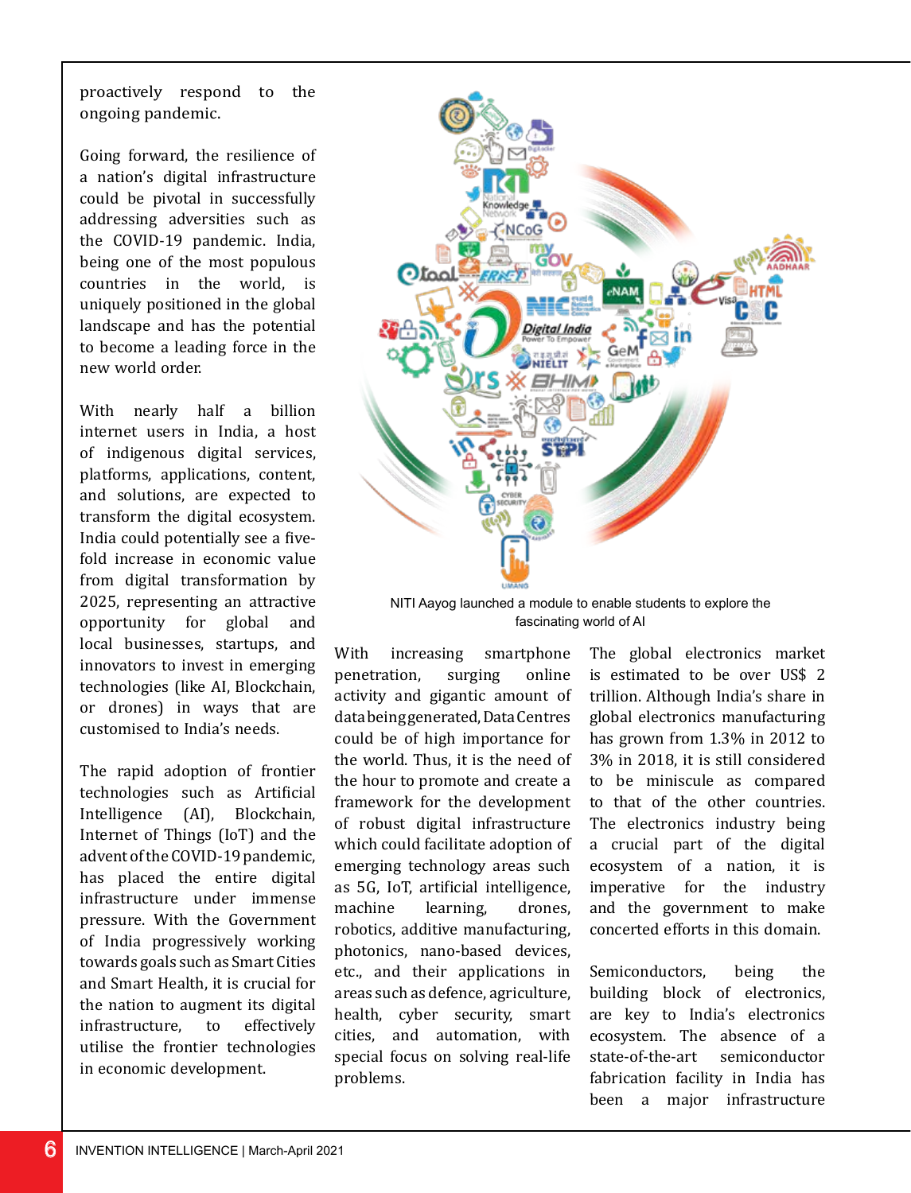proactively respond to the ongoing pandemic.

Going forward, the resilience of a nation's digital infrastructure could be pivotal in successfully addressing adversities such as the COVID-19 pandemic. India, being one of the most populous countries in the world, is uniquely positioned in the global landscape and has the potential to become a leading force in the new world order.

With nearly half a billion internet users in India, a host of indigenous digital services, platforms, applications, content, and solutions, are expected to transform the digital ecosystem. India could potentially see a five-fold increase in economic value from digital transformation by 2025, representing an attractive opportunity for global and local businesses, startups, and innovators to invest in emerging technologies (like AI, Blockchain, or drones) in ways that are customised to India's needs.

The rapid adoption of frontier technologies such as Artificial Intelligence (AI), Blockchain, Internet of Things (IoT) and the advent of the COVID-19 pandemic, has placed the entire digital infrastructure under immense pressure. With the Government of India progressively working towards goals such as Smart Cities and Smart Health, it is crucial for the nation to augment its digital infrastructure, to effectively utilise the frontier technologies in economic development.

NITI Aayog launched a module to enable students to explore the fascinating world of AI

With increasing smartphone penetration, surging online activity and gigantic amount of data being generated, Data Centres could be of high importance for the world. Thus, it is the need of the hour to promote and create a framework for the development of robust digital infrastructure which could facilitate adoption of emerging technology areas such as 5G, IoT, artificial intelligence, machine learning, drones, robotics, additive manufacturing, photonics, nano-based devices, etc., and their applications in areas such as defence, agriculture, health, cyber security, smart cities, and automation, with special focus on solving real-life problems.

The global electronics market is estimated to be over US$ 2 trillion. Although India's share in global electronics manufacturing has grown from 1.3% in 2012 to 3% in 2018, it is still considered to be miniscule as compared to that of the other countries. The electronics industry being a crucial part of the digital ecosystem of a nation, it is imperative for the industry and the government to make concerted efforts in this domain.

Semiconductors, being the building block of electronics, are key to India's electronics ecosystem. The absence of a state-of-the-art semiconductor fabrication facility in India has been a major infrastructure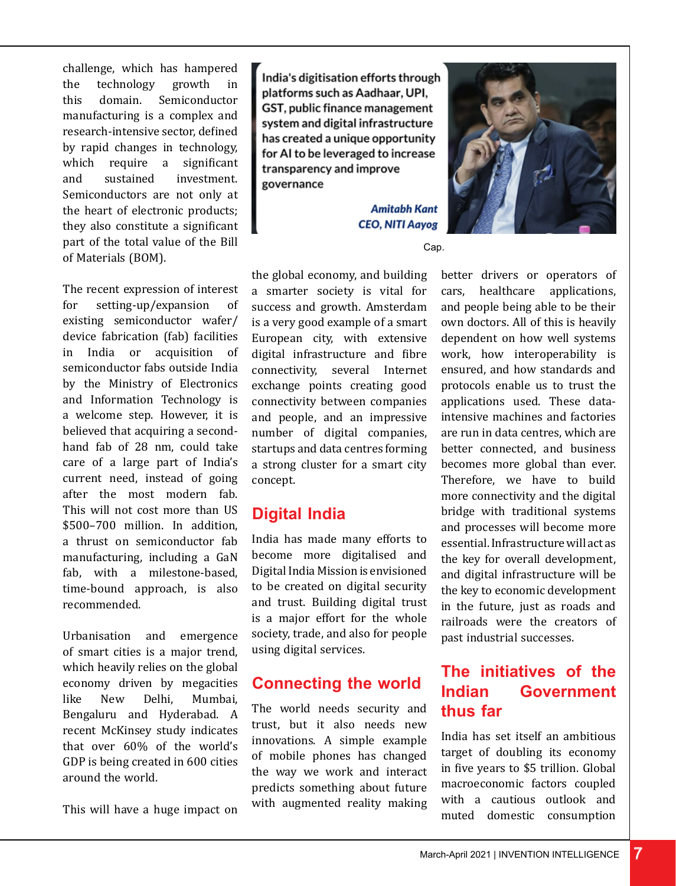challenge, which has hampered the technology growth in this domain. Semiconductor manufacturing is a complex and research-intensive sector, defined by rapid changes in technology, which require a significant and sustained investment. Semiconductors are not only at the heart of electronic products; they also constitute a significant part of the total value of the Bill of Materials (BOM).

The recent expression of interest for setting-up/expansion of existing semiconductor wafer/device fabrication (fab) facilities in India or acquisition of semiconductor fabs outside India by the Ministry of Electronics and Information Technology is a welcome step. However, it is believed that acquiring a second-hand fab of 28 nm, could take care of a large part of India's current need, instead of going after the most modern fab. This will not cost more than US $500–700 million. In addition, a thrust on semiconductor fab manufacturing, including a GaN fab, with a milestone-based, time-bound approach, is also recommended.

Urbanisation and emergence of smart cities is a major trend, which heavily relies on the global economy driven by megacities like New Delhi, Mumbai, Bengaluru and Hyderabad. A recent McKinsey study indicates that over 60% of the world's GDP is being created in 600 cities around the world.

This will have a huge impact on the global economy, and building a smarter society is vital for success and growth. Amsterdam is a very good example of a smart European city, with extensive digital infrastructure and fibre connectivity, several Internet exchange points creating good connectivity between companies and people, and an impressive number of digital companies, startups and data centres forming a strong cluster for a smart city concept.

> **India's digitisation efforts through platforms such as Aadhaar, UPI, GST, public finance management system and digital infrastructure has created a unique opportunity for AI to be leveraged to increase transparency and improve governance**
>
> ***Amitabh Kant***
> ***CEO, NITI Aayog***

Cap.

## Digital India

India has made many efforts to become more digitalised and Digital India Mission is envisioned to be created on digital security and trust. Building digital trust is a major effort for the whole society, trade, and also for people using digital services.

## Connecting the world

The world needs security and trust, but it also needs new innovations. A simple example of mobile phones has changed the way we work and interact predicts something about future with augmented reality making better drivers or operators of cars, healthcare applications, and people being able to be their own doctors. All of this is heavily dependent on how well systems work, how interoperability is ensured, and how standards and protocols enable us to trust the applications used. These data-intensive machines and factories are run in data centres, which are better connected, and business becomes more global than ever. Therefore, we have to build more connectivity and the digital bridge with traditional systems and processes will become more essential. Infrastructure will act as the key for overall development, and digital infrastructure will be the key to economic development in the future, just as roads and railroads were the creators of past industrial successes.

## The initiatives of the Indian Government thus far

India has set itself an ambitious target of doubling its economy in five years to $5 trillion. Global macroeconomic factors coupled with a cautious outlook and muted domestic consumption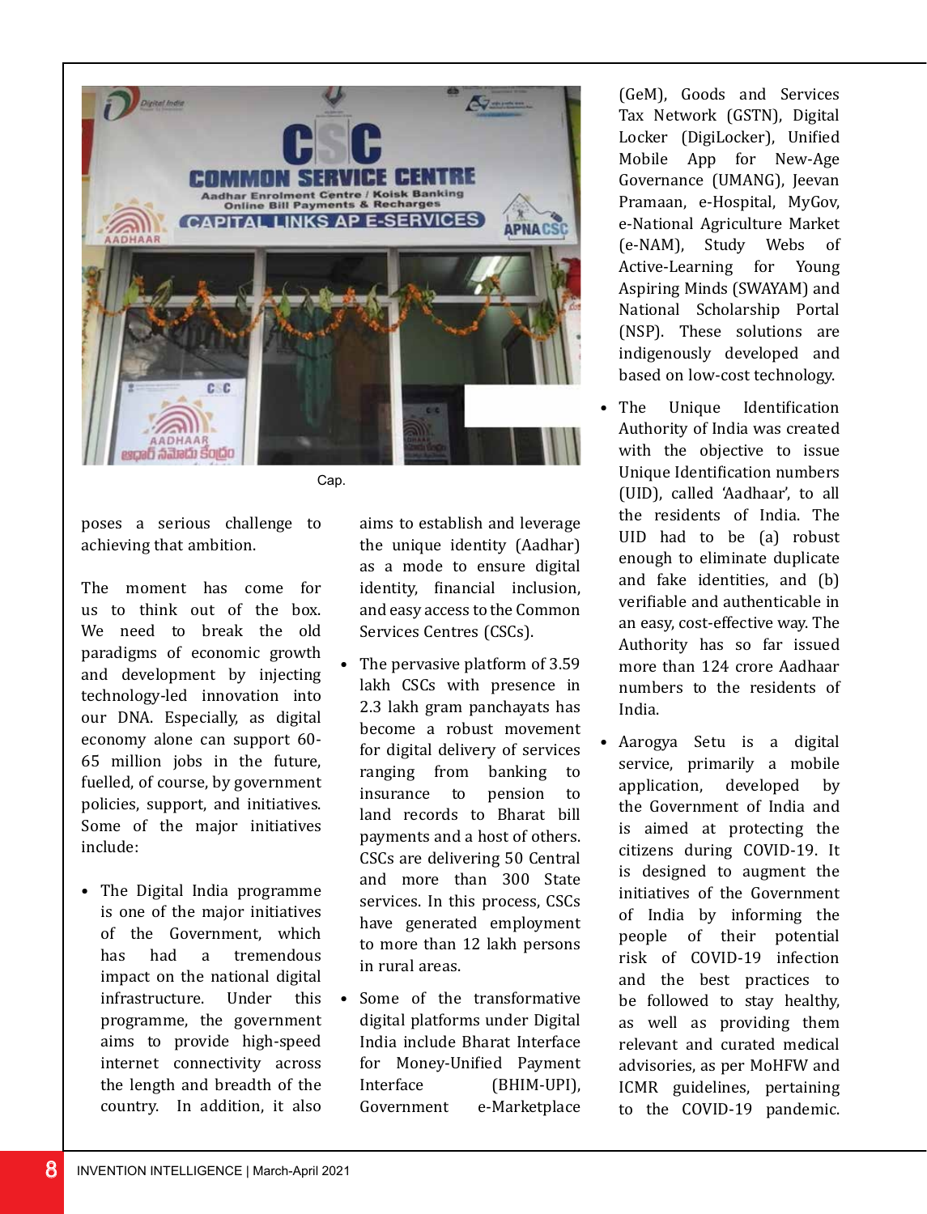Cap.

poses a serious challenge to achieving that ambition.

The moment has come for us to think out of the box. We need to break the old paradigms of economic growth and development by injecting technology-led innovation into our DNA. Especially, as digital economy alone can support 60-65 million jobs in the future, fuelled, of course, by government policies, support, and initiatives. Some of the major initiatives include:

- The Digital India programme is one of the major initiatives of the Government, which has had a tremendous impact on the national digital infrastructure. Under this programme, the government aims to provide high-speed internet connectivity across the length and breadth of the country. In addition, it also aims to establish and leverage the unique identity (Adhar) as a mode to ensure digital identity, financial inclusion, and easy access to the Common Services Centres (CSCs).
- The pervasive platform of 3.59 lakh CSCs with presence in 2.3 lakh gram panchayats has become a robust movement for digital delivery of services ranging from banking to insurance to pension to land records to Bharat bill payments and a host of others. CSCs are delivering 50 Central and more than 300 State services. In this process, CSCs have generated employment to more than 12 lakh persons in rural areas.
- Some of the transformative digital platforms under Digital India include Bharat Interface for Money-Unified Payment Interface (BHIM-UPI), Government e-Marketplace (GeM), Goods and Services Tax Network (GSTN), Digital Locker (DigiLocker), Unified Mobile App for New-Age Governance (UMANG), Jeevan Pramaan, e-Hospital, MyGov, e-National Agriculture Market (e-NAM), Study Webs of Active-Learning for Young Aspiring Minds (SWAYAM) and National Scholarship Portal (NSP). These solutions are indigenously developed and based on low-cost technology.
- The Unique Identification Authority of India was created with the objective to issue Unique Identification numbers (UID), called 'Aadhaar', to all the residents of India. The UID had to be (a) robust enough to eliminate duplicate and fake identities, and (b) verifiable and authenticable in an easy, cost-effective way. The Authority has so far issued more than 124 crore Aadhaar numbers to the residents of India.
- Aarogya Setu is a digital service, primarily a mobile application, developed by the Government of India and is aimed at protecting the citizens during COVID-19. It is designed to augment the initiatives of the Government of India by informing the people of their potential risk of COVID-19 infection and the best practices to be followed to stay healthy, as well as providing them relevant and curated medical advisories, as per MoHFW and ICMR guidelines, pertaining to the COVID-19 pandemic.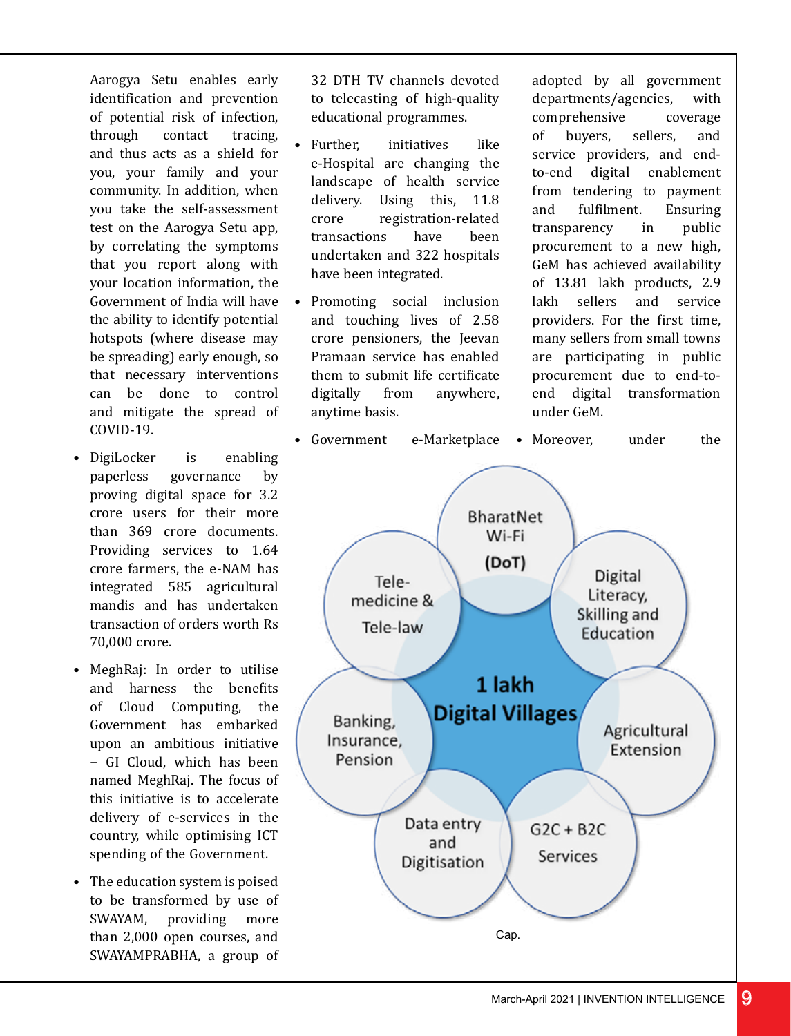Aarogya Setu enables early identification and prevention of potential risk of infection, through contact tracing, and thus acts as a shield for you, your family and your community. In addition, when you take the self-assessment test on the Aarogya Setu app, by correlating the symptoms that you report along with your location information, the Government of India will have the ability to identify potential hotspots (where disease may be spreading) early enough, so that necessary interventions can be done to control and mitigate the spread of COVID-19.

- DigiLocker is enabling paperless governance by proving digital space for 3.2 crore users for their more than 369 crore documents. Providing services to 1.64 crore farmers, the e-NAM has integrated 585 agricultural mandis and has undertaken transaction of orders worth Rs 70,000 crore.
- MeghRaj: In order to utilise and harness the benefits of Cloud Computing, the Government has embarked upon an ambitious initiative – GI Cloud, which has been named MeghRaj. The focus of this initiative is to accelerate delivery of e-services in the country, while optimising ICT spending of the Government.
- The education system is poised to be transformed by use of SWAYAM, providing more than 2,000 open courses, and SWAYAMPRABHA, a group of 32 DTH TV channels devoted to telecasting of high-quality educational programmes.
- Further, initiatives like e-Hospital are changing the landscape of health service delivery. Using this, 11.8 crore registration-related transactions have been undertaken and 322 hospitals have been integrated.
- Promoting social inclusion and touching lives of 2.58 crore pensioners, the Jeevan Pramaan service has enabled them to submit life certificate digitally from anywhere, anytime basis.
- Government e-Marketplace adopted by all government departments/agencies, with comprehensive coverage of buyers, sellers, and service providers, and end-to-end digital enablement from tendering to payment and fulfilment. Ensuring transparency in public procurement to a new high, GeM has achieved availability of 13.81 lakh products, 2.9 lakh sellers and service providers. For the first time, many sellers from small towns are participating in public procurement due to end-to-end digital transformation under GeM.
- Moreover, under the

1 lakh Digital Villages: BharatNet Wi-Fi (DoT); Digital Literacy, Skilling and Education; Agricultural Extension; G2C + B2C Services; Data entry and Digitisation; Banking, Insurance, Pension; Tele-medicine & Tele-law

Cap.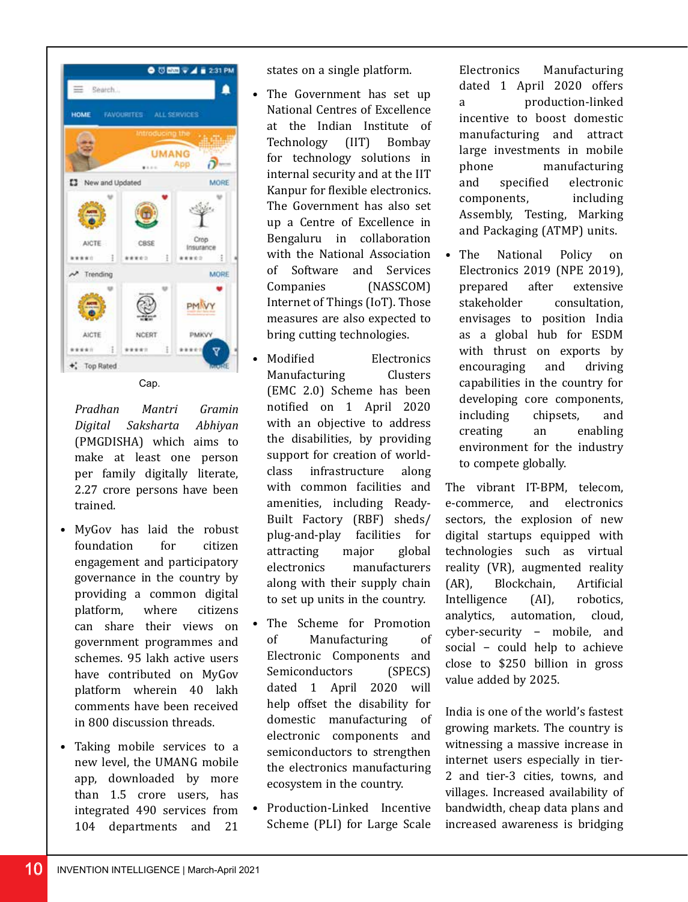Cap.

*Pradhan Mantri Gramin Digital Saksharta Abhiyan* (PMGDISHA) which aims to make at least one person per family digitally literate, 2.27 crore persons have been trained.

- MyGov has laid the robust foundation for citizen engagement and participatory governance in the country by providing a common digital platform, where citizens can share their views on government programmes and schemes. 95 lakh active users have contributed on MyGov platform wherein 40 lakh comments have been received in 800 discussion threads.
- Taking mobile services to a new level, the UMANG mobile app, downloaded by more than 1.5 crore users, has integrated 490 services from 104 departments and 21 states on a single platform.
- The Government has set up National Centres of Excellence at the Indian Institute of Technology (IIT) Bombay for technology solutions in internal security and at the IIT Kanpur for flexible electronics. The Government has also set up a Centre of Excellence in Bengaluru in collaboration with the National Association of Software and Services Companies (NASSCOM) Internet of Things (IoT). Those measures are also expected to bring cutting technologies.
- Modified Electronics Manufacturing Clusters (EMC 2.0) Scheme has been notified on 1 April 2020 with an objective to address the disabilities, by providing support for creation of world-class infrastructure along with common facilities and amenities, including Ready-Built Factory (RBF) sheds/ plug-and-play facilities for attracting major global electronics manufacturers along with their supply chain to set up units in the country.
- The Scheme for Promotion of Manufacturing of Electronic Components and Semiconductors (SPECS) dated 1 April 2020 will help offset the disability for domestic manufacturing of electronic components and semiconductors to strengthen the electronics manufacturing ecosystem in the country.
- Production-Linked Incentive Scheme (PLI) for Large Scale Electronics Manufacturing dated 1 April 2020 offers a production-linked incentive to boost domestic manufacturing and attract large investments in mobile phone manufacturing and specified electronic components, including Assembly, Testing, Marking and Packaging (ATMP) units.
- The National Policy on Electronics 2019 (NPE 2019), prepared after extensive stakeholder consultation, envisages to position India as a global hub for ESDM with thrust on exports by encouraging and driving capabilities in the country for developing core components, including chipsets, and creating an enabling environment for the industry to compete globally.

The vibrant IT-BPM, telecom, e-commerce, and electronics sectors, the explosion of new digital startups equipped with technologies such as virtual reality (VR), augmented reality (AR), Blockchain, Artificial Intelligence (AI), robotics, analytics, automation, cloud, cyber-security – mobile, and social – could help to achieve close to $250 billion in gross value added by 2025.

India is one of the world's fastest growing markets. The country is witnessing a massive increase in internet users especially in tier-2 and tier-3 cities, towns, and villages. Increased availability of bandwidth, cheap data plans and increased awareness is bridging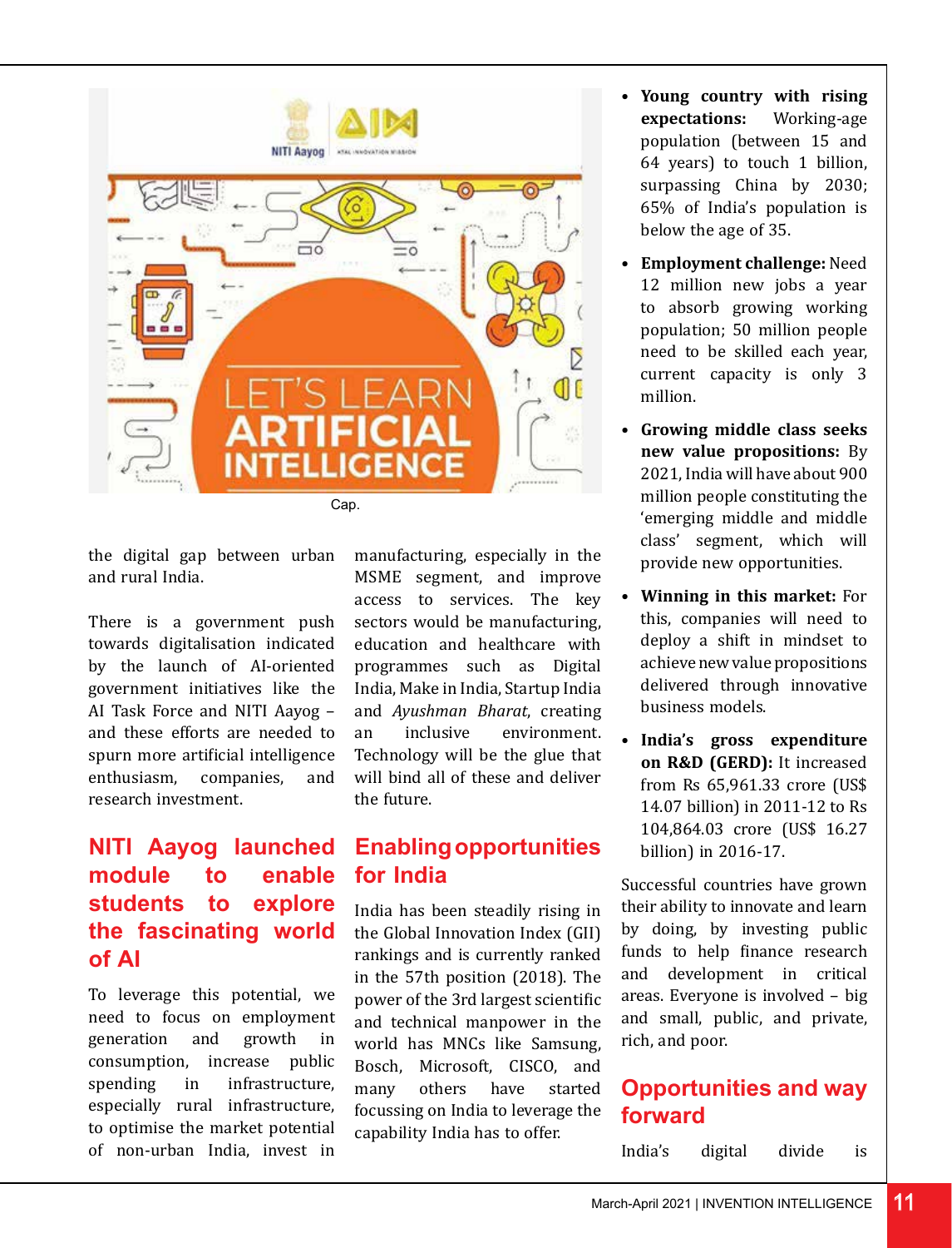Cap.

the digital gap between urban and rural India.

There is a government push towards digitalisation indicated by the launch of AI-oriented government initiatives like the AI Task Force and NITI Aayog – and these efforts are needed to spur more artificial intelligence enthusiasm, companies, and research investment.

## NITI Aayog launched module to enable students to explore the fascinating world of AI

To leverage this potential, we need to focus on employment generation and growth in consumption, increase public spending in infrastructure, especially rural infrastructure, to optimise the market potential of non-urban India, invest in manufacturing, especially in the MSME segment, and improve access to services. The key sectors would be manufacturing, education and healthcare with programmes such as Digital India, Make in India, Startup India and *Ayushman Bharat*, creating an inclusive environment. Technology will be the glue that will bind all of these and deliver the future.

## Enabling opportunities for India

India has been steadily rising in the Global Innovation Index (GII) rankings and is currently ranked in the 57th position (2018). The power of the 3rd largest scientific and technical manpower in the world has MNCs like Samsung, Bosch, Microsoft, CISCO, and many others have started focussing on India to leverage the capability India has to offer.

- **Young country with rising expectations:** Working-age population (between 15 and 64 years) to touch 1 billion, surpassing China by 2030; 65% of India's population is below the age of 35.
- **Employment challenge:** Need 12 million new jobs a year to absorb growing working population; 50 million people need to be skilled each year, current capacity is only 3 million.
- **Growing middle class seeks new value propositions:** By 2021, India will have about 900 million people constituting the 'emerging middle and middle class' segment, which will provide new opportunities.
- **Winning in this market:** For this, companies will need to deploy a shift in mindset to achieve new value propositions delivered through innovative business models.
- **India's gross expenditure on R&D (GERD):** It increased from Rs 65,961.33 crore (US$ 14.07 billion) in 2011-12 to Rs 104,864.03 crore (US$ 16.27 billion) in 2016-17.

Successful countries have grown their ability to innovate and learn by doing, by investing public funds to help finance research and development in critical areas. Everyone is involved – big and small, public, and private, rich, and poor.

## Opportunities and way forward

India's digital divide is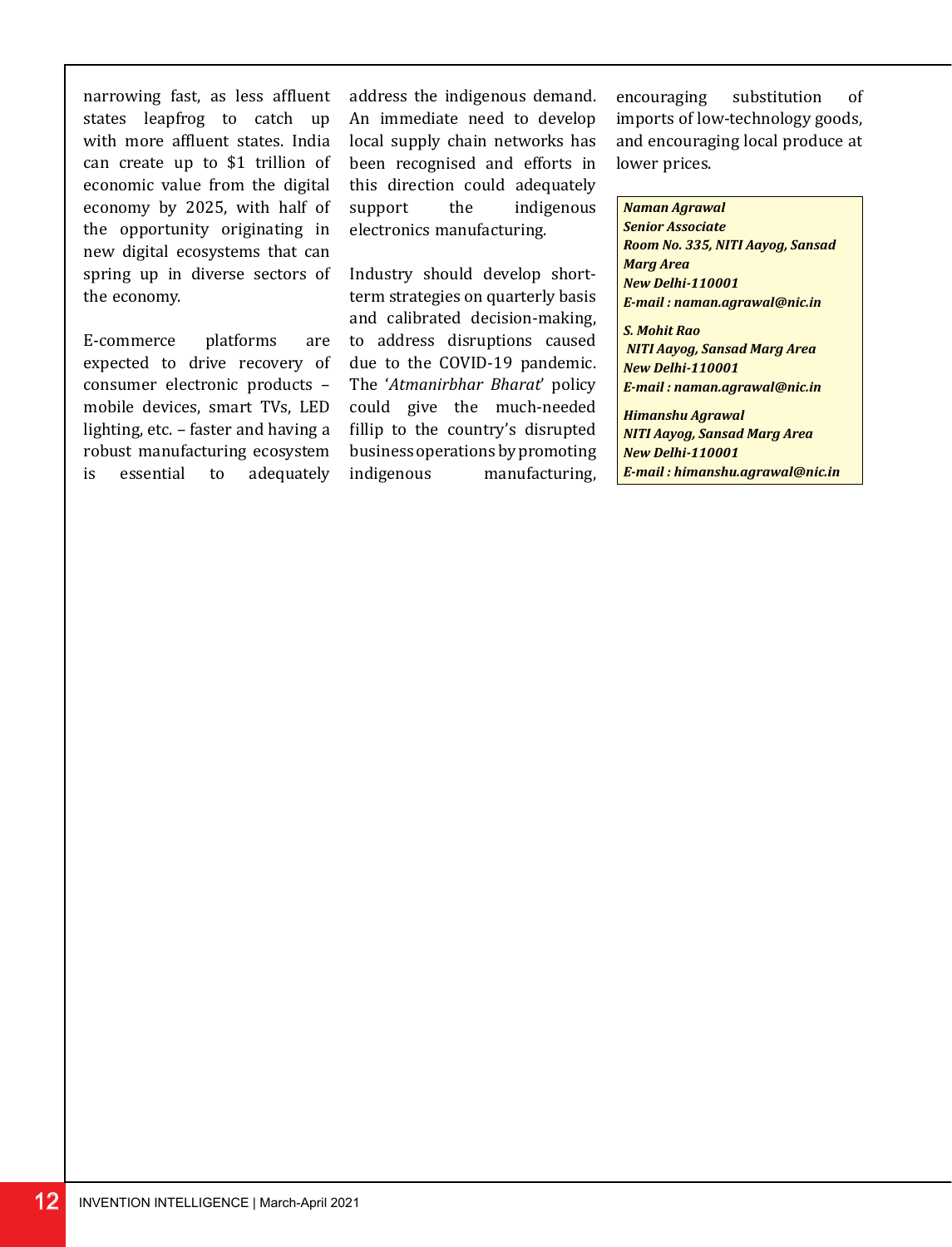narrowing fast, as less affluent states leapfrog to catch up with more affluent states. India can create up to $1 trillion of economic value from the digital economy by 2025, with half of the opportunity originating in new digital ecosystems that can spring up in diverse sectors of the economy.

E-commerce platforms are expected to drive recovery of consumer electronic products – mobile devices, smart TVs, LED lighting, etc. – faster and having a robust manufacturing ecosystem is essential to adequately address the indigenous demand. An immediate need to develop local supply chain networks has been recognised and efforts in this direction could adequately support the indigenous electronics manufacturing.

Industry should develop short-term strategies on quarterly basis and calibrated decision-making, to address disruptions caused due to the COVID-19 pandemic. The '*Atmanirbhar Bharat*' policy could give the much-needed fillip to the country's disrupted business operations by promoting indigenous manufacturing, encouraging substitution of imports of low-technology goods, and encouraging local produce at lower prices.

***Naman Agrawal***
***Senior Associate***
***Room No. 335, NITI Aayog, Sansad Marg Area***
***New Delhi-110001***
***E-mail : naman.agrawal@nic.in***

***S. Mohit Rao***
***NITI Aayog, Sansad Marg Area***
***New Delhi-110001***
***E-mail : naman.agrawal@nic.in***

***Himanshu Agrawal***
***NITI Aayog, Sansad Marg Area***
***New Delhi-110001***
***E-mail : himanshu.agrawal@nic.in***